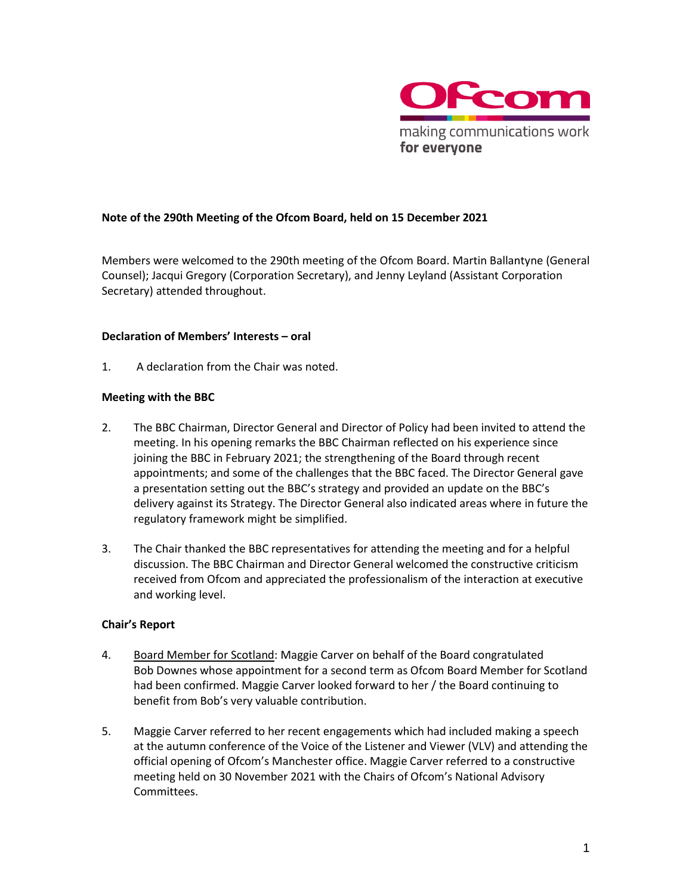**Note of the 290th Meeting of the Ofcom Board, held on 15 December 2021**

Members were welcomed to the 290th meeting of the Ofcom Board. Martin Ballantyne (General Counsel); Jacqui Gregory (Corporation Secretary), and Jenny Leyland (Assistant Corporation Secretary) attended throughout.

**Declaration of Members' Interests – oral**

1. A declaration from the Chair was noted.

**Meeting with the BBC**

2. The BBC Chairman, Director General and Director of Policy had been invited to attend the meeting. In his opening remarks the BBC Chairman reflected on his experience since joining the BBC in February 2021; the strengthening of the Board through recent appointments; and some of the challenges that the BBC faced. The Director General gave a presentation setting out the BBC's strategy and provided an update on the BBC's delivery against its Strategy. The Director General also indicated areas where in future the regulatory framework might be simplified.

3. The Chair thanked the BBC representatives for attending the meeting and for a helpful discussion. The BBC Chairman and Director General welcomed the constructive criticism received from Ofcom and appreciated the professionalism of the interaction at executive and working level.

**Chair's Report**

4. Board Member for Scotland: Maggie Carver on behalf of the Board congratulated Bob Downes whose appointment for a second term as Ofcom Board Member for Scotland had been confirmed. Maggie Carver looked forward to her / the Board continuing to benefit from Bob's very valuable contribution.

5. Maggie Carver referred to her recent engagements which had included making a speech at the autumn conference of the Voice of the Listener and Viewer (VLV) and attending the official opening of Ofcom's Manchester office. Maggie Carver referred to a constructive meeting held on 30 November 2021 with the Chairs of Ofcom's National Advisory Committees.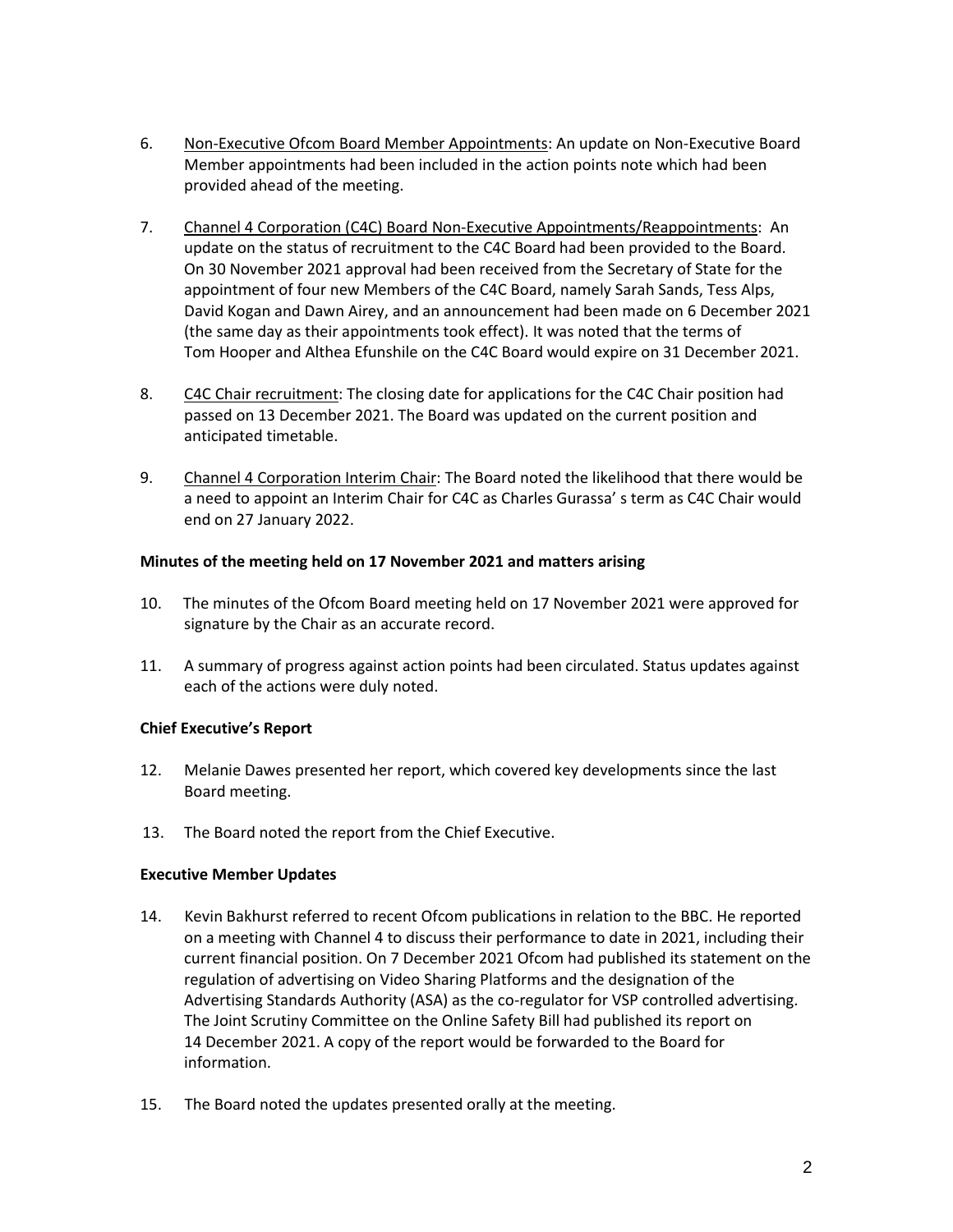6. Non-Executive Ofcom Board Member Appointments: An update on Non-Executive Board Member appointments had been included in the action points note which had been provided ahead of the meeting.

7. Channel 4 Corporation (C4C) Board Non-Executive Appointments/Reappointments: An update on the status of recruitment to the C4C Board had been provided to the Board. On 30 November 2021 approval had been received from the Secretary of State for the appointment of four new Members of the C4C Board, namely Sarah Sands, Tess Alps, David Kogan and Dawn Airey, and an announcement had been made on 6 December 2021 (the same day as their appointments took effect). It was noted that the terms of Tom Hooper and Althea Efunshile on the C4C Board would expire on 31 December 2021.

8. C4C Chair recruitment: The closing date for applications for the C4C Chair position had passed on 13 December 2021. The Board was updated on the current position and anticipated timetable.

9. Channel 4 Corporation Interim Chair: The Board noted the likelihood that there would be a need to appoint an Interim Chair for C4C as Charles Gurassa' s term as C4C Chair would end on 27 January 2022.

**Minutes of the meeting held on 17 November 2021 and matters arising**

10. The minutes of the Ofcom Board meeting held on 17 November 2021 were approved for signature by the Chair as an accurate record.

11. A summary of progress against action points had been circulated. Status updates against each of the actions were duly noted.

**Chief Executive's Report**

12. Melanie Dawes presented her report, which covered key developments since the last Board meeting.

13. The Board noted the report from the Chief Executive.

**Executive Member Updates**

14. Kevin Bakhurst referred to recent Ofcom publications in relation to the BBC. He reported on a meeting with Channel 4 to discuss their performance to date in 2021, including their current financial position. On 7 December 2021 Ofcom had published its statement on the regulation of advertising on Video Sharing Platforms and the designation of the Advertising Standards Authority (ASA) as the co-regulator for VSP controlled advertising. The Joint Scrutiny Committee on the Online Safety Bill had published its report on 14 December 2021. A copy of the report would be forwarded to the Board for information.

15. The Board noted the updates presented orally at the meeting.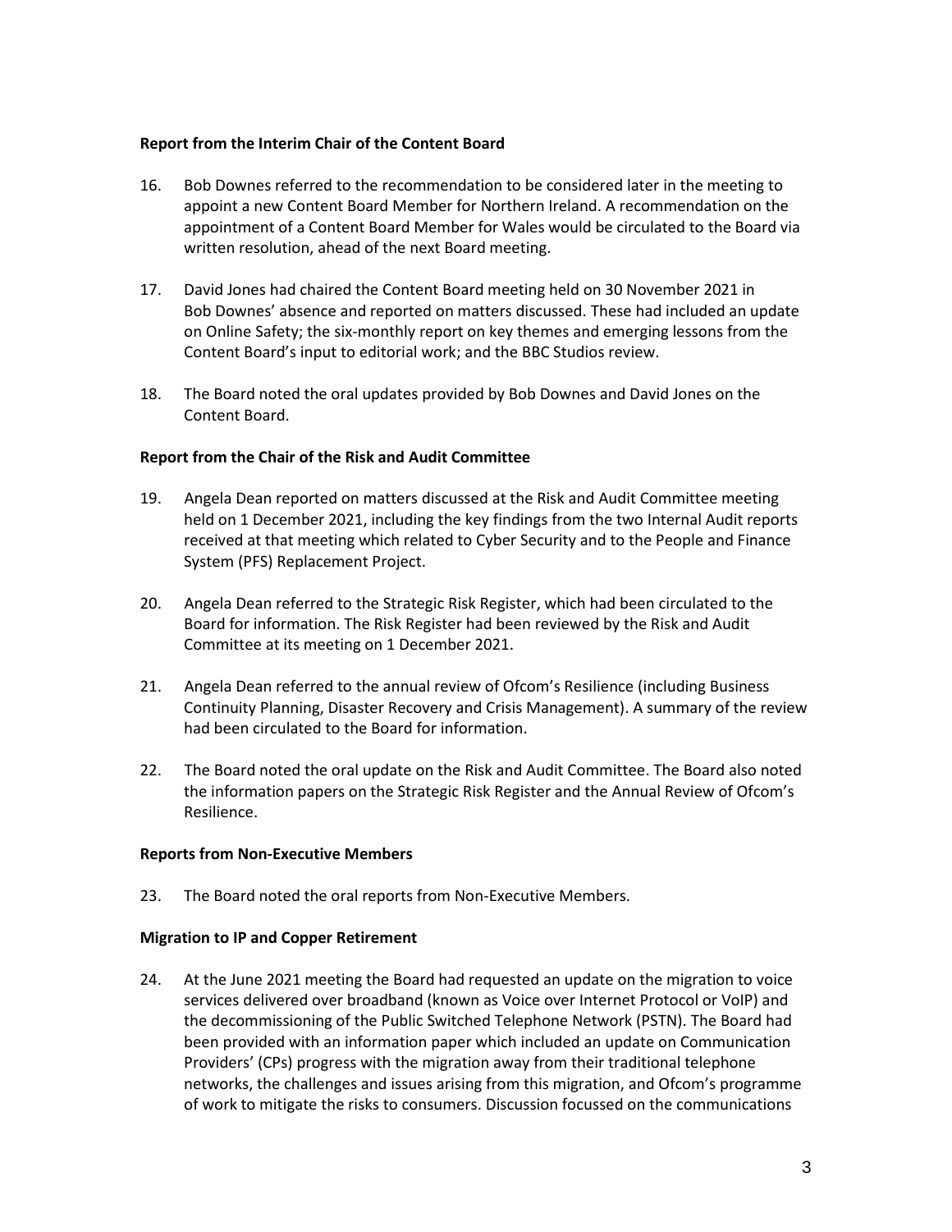**Report from the Interim Chair of the Content Board**

16. Bob Downes referred to the recommendation to be considered later in the meeting to appoint a new Content Board Member for Northern Ireland. A recommendation on the appointment of a Content Board Member for Wales would be circulated to the Board via written resolution, ahead of the next Board meeting.

17. David Jones had chaired the Content Board meeting held on 30 November 2021 in Bob Downes' absence and reported on matters discussed. These had included an update on Online Safety; the six-monthly report on key themes and emerging lessons from the Content Board's input to editorial work; and the BBC Studios review.

18. The Board noted the oral updates provided by Bob Downes and David Jones on the Content Board.

**Report from the Chair of the Risk and Audit Committee**

19. Angela Dean reported on matters discussed at the Risk and Audit Committee meeting held on 1 December 2021, including the key findings from the two Internal Audit reports received at that meeting which related to Cyber Security and to the People and Finance System (PFS) Replacement Project.

20. Angela Dean referred to the Strategic Risk Register, which had been circulated to the Board for information. The Risk Register had been reviewed by the Risk and Audit Committee at its meeting on 1 December 2021.

21. Angela Dean referred to the annual review of Ofcom's Resilience (including Business Continuity Planning, Disaster Recovery and Crisis Management). A summary of the review had been circulated to the Board for information.

22. The Board noted the oral update on the Risk and Audit Committee. The Board also noted the information papers on the Strategic Risk Register and the Annual Review of Ofcom's Resilience.

**Reports from Non-Executive Members**

23. The Board noted the oral reports from Non-Executive Members.

**Migration to IP and Copper Retirement**

24. At the June 2021 meeting the Board had requested an update on the migration to voice services delivered over broadband (known as Voice over Internet Protocol or VoIP) and the decommissioning of the Public Switched Telephone Network (PSTN). The Board had been provided with an information paper which included an update on Communication Providers' (CPs) progress with the migration away from their traditional telephone networks, the challenges and issues arising from this migration, and Ofcom's programme of work to mitigate the risks to consumers. Discussion focussed on the communications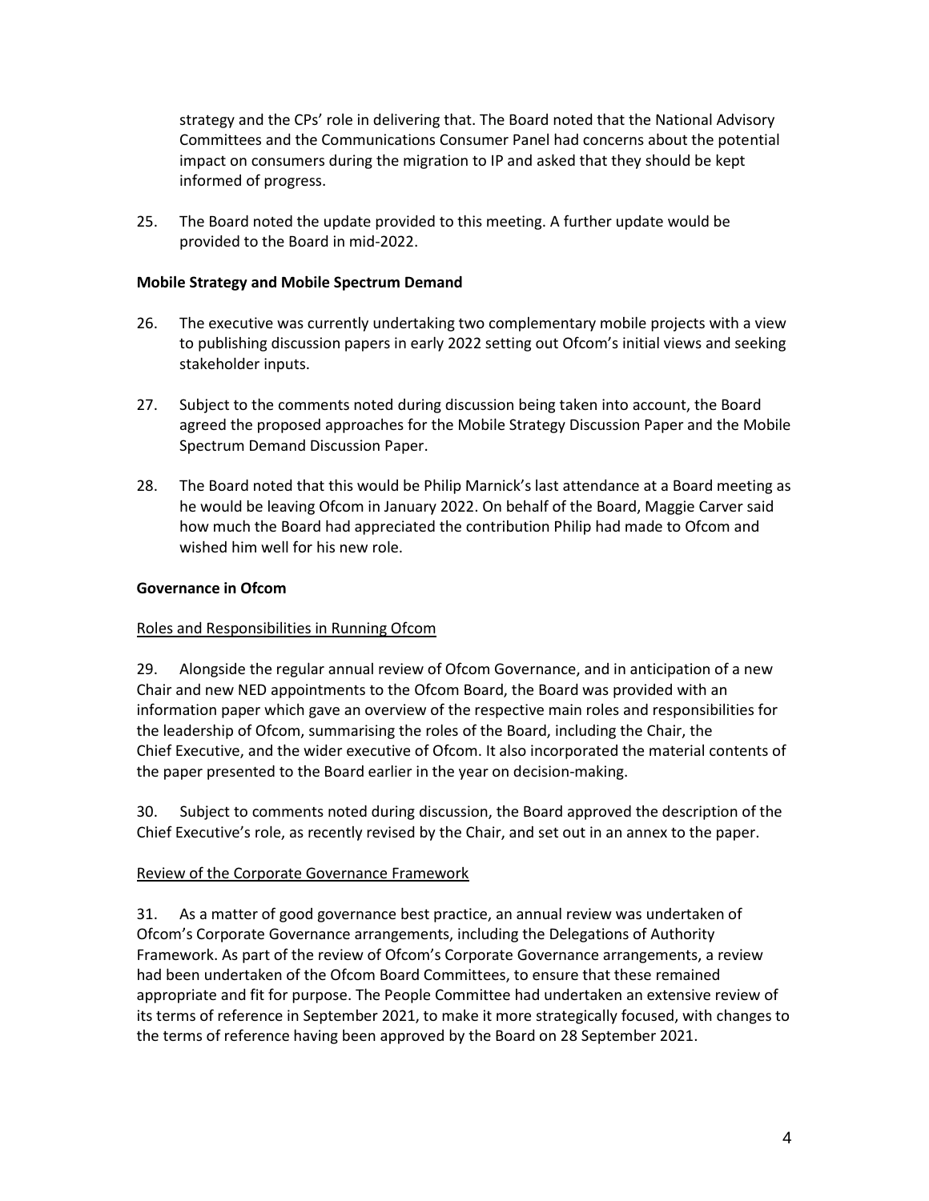strategy and the CPs' role in delivering that. The Board noted that the National Advisory Committees and the Communications Consumer Panel had concerns about the potential impact on consumers during the migration to IP and asked that they should be kept informed of progress.

25. The Board noted the update provided to this meeting. A further update would be provided to the Board in mid-2022.

**Mobile Strategy and Mobile Spectrum Demand**

26. The executive was currently undertaking two complementary mobile projects with a view to publishing discussion papers in early 2022 setting out Ofcom's initial views and seeking stakeholder inputs.

27. Subject to the comments noted during discussion being taken into account, the Board agreed the proposed approaches for the Mobile Strategy Discussion Paper and the Mobile Spectrum Demand Discussion Paper.

28. The Board noted that this would be Philip Marnick's last attendance at a Board meeting as he would be leaving Ofcom in January 2022. On behalf of the Board, Maggie Carver said how much the Board had appreciated the contribution Philip had made to Ofcom and wished him well for his new role.

**Governance in Ofcom**

<u>Roles and Responsibilities in Running Ofcom</u>

29. Alongside the regular annual review of Ofcom Governance, and in anticipation of a new Chair and new NED appointments to the Ofcom Board, the Board was provided with an information paper which gave an overview of the respective main roles and responsibilities for the leadership of Ofcom, summarising the roles of the Board, including the Chair, the Chief Executive, and the wider executive of Ofcom. It also incorporated the material contents of the paper presented to the Board earlier in the year on decision-making.

30. Subject to comments noted during discussion, the Board approved the description of the Chief Executive's role, as recently revised by the Chair, and set out in an annex to the paper.

<u>Review of the Corporate Governance Framework</u>

31. As a matter of good governance best practice, an annual review was undertaken of Ofcom's Corporate Governance arrangements, including the Delegations of Authority Framework. As part of the review of Ofcom's Corporate Governance arrangements, a review had been undertaken of the Ofcom Board Committees, to ensure that these remained appropriate and fit for purpose. The People Committee had undertaken an extensive review of its terms of reference in September 2021, to make it more strategically focused, with changes to the terms of reference having been approved by the Board on 28 September 2021.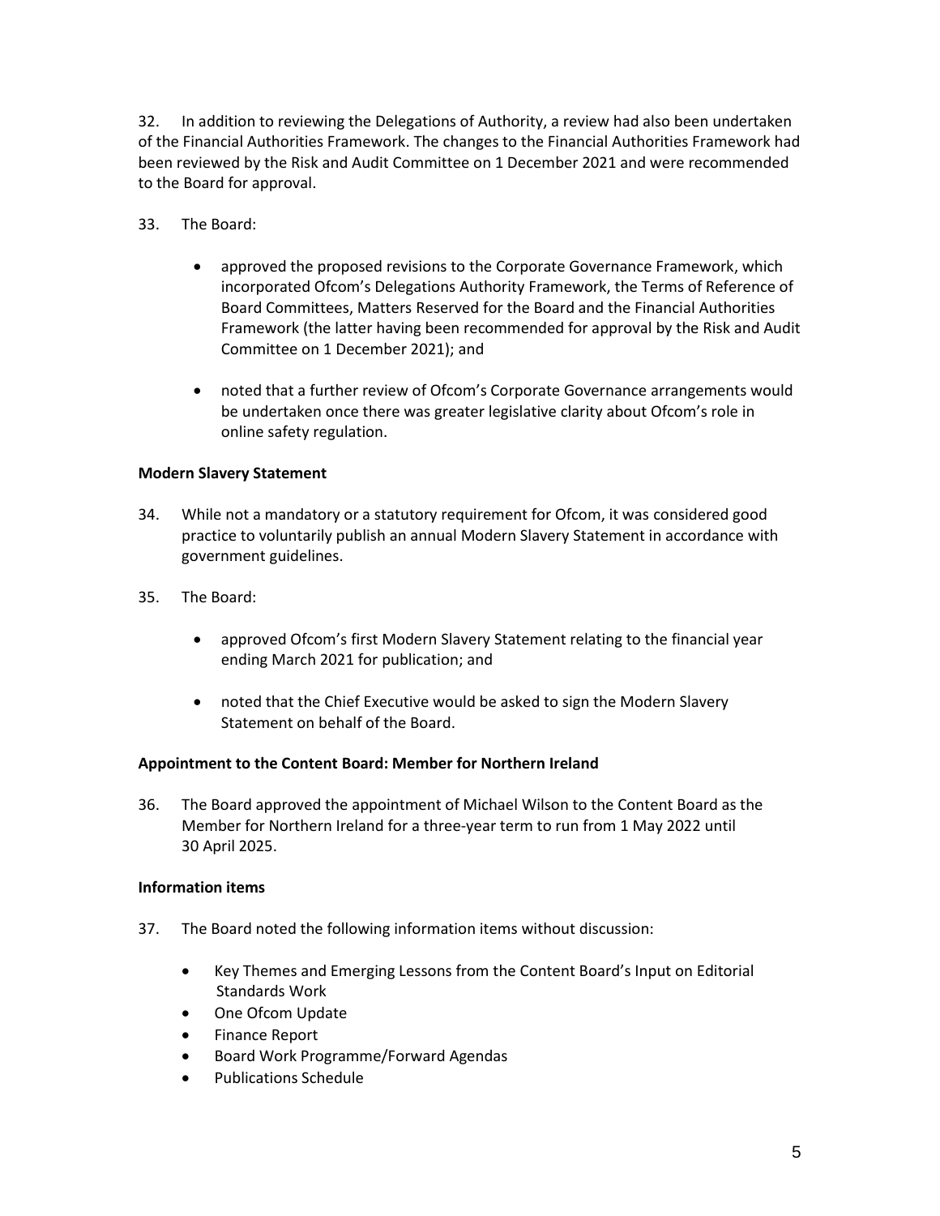32. In addition to reviewing the Delegations of Authority, a review had also been undertaken of the Financial Authorities Framework. The changes to the Financial Authorities Framework had been reviewed by the Risk and Audit Committee on 1 December 2021 and were recommended to the Board for approval.

33. The Board:

- approved the proposed revisions to the Corporate Governance Framework, which incorporated Ofcom's Delegations Authority Framework, the Terms of Reference of Board Committees, Matters Reserved for the Board and the Financial Authorities Framework (the latter having been recommended for approval by the Risk and Audit Committee on 1 December 2021); and

- noted that a further review of Ofcom's Corporate Governance arrangements would be undertaken once there was greater legislative clarity about Ofcom's role in online safety regulation.

**Modern Slavery Statement**

34. While not a mandatory or a statutory requirement for Ofcom, it was considered good practice to voluntarily publish an annual Modern Slavery Statement in accordance with government guidelines.

35. The Board:

- approved Ofcom's first Modern Slavery Statement relating to the financial year ending March 2021 for publication; and

- noted that the Chief Executive would be asked to sign the Modern Slavery Statement on behalf of the Board.

**Appointment to the Content Board: Member for Northern Ireland**

36. The Board approved the appointment of Michael Wilson to the Content Board as the Member for Northern Ireland for a three-year term to run from 1 May 2022 until 30 April 2025.

**Information items**

37. The Board noted the following information items without discussion:

- Key Themes and Emerging Lessons from the Content Board's Input on Editorial Standards Work
- One Ofcom Update
- Finance Report
- Board Work Programme/Forward Agendas
- Publications Schedule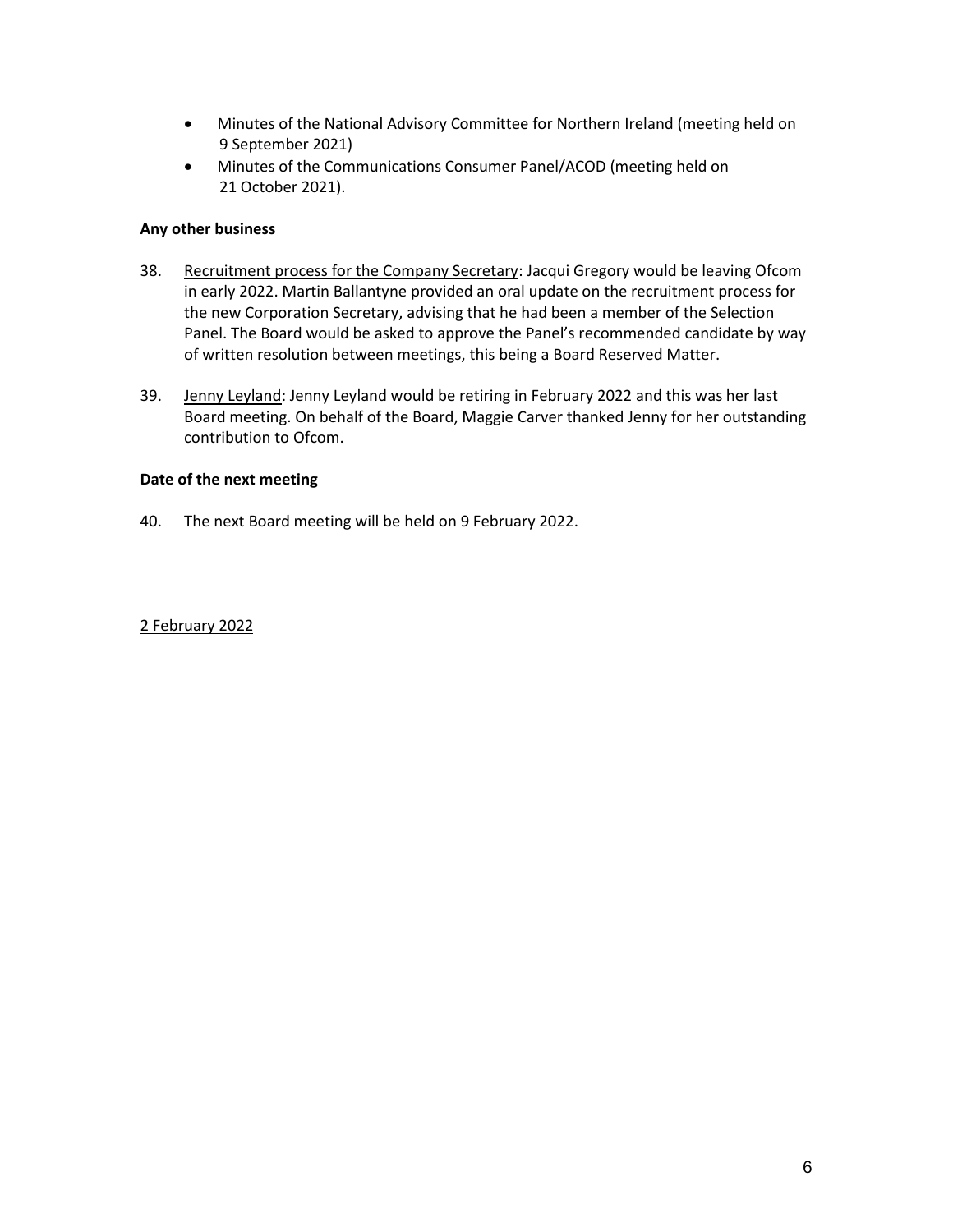- Minutes of the National Advisory Committee for Northern Ireland (meeting held on 9 September 2021)
- Minutes of the Communications Consumer Panel/ACOD (meeting held on 21 October 2021).

**Any other business**

38. Recruitment process for the Company Secretary: Jacqui Gregory would be leaving Ofcom in early 2022. Martin Ballantyne provided an oral update on the recruitment process for the new Corporation Secretary, advising that he had been a member of the Selection Panel. The Board would be asked to approve the Panel's recommended candidate by way of written resolution between meetings, this being a Board Reserved Matter.

39. Jenny Leyland: Jenny Leyland would be retiring in February 2022 and this was her last Board meeting. On behalf of the Board, Maggie Carver thanked Jenny for her outstanding contribution to Ofcom.

**Date of the next meeting**

40. The next Board meeting will be held on 9 February 2022.

2 February 2022